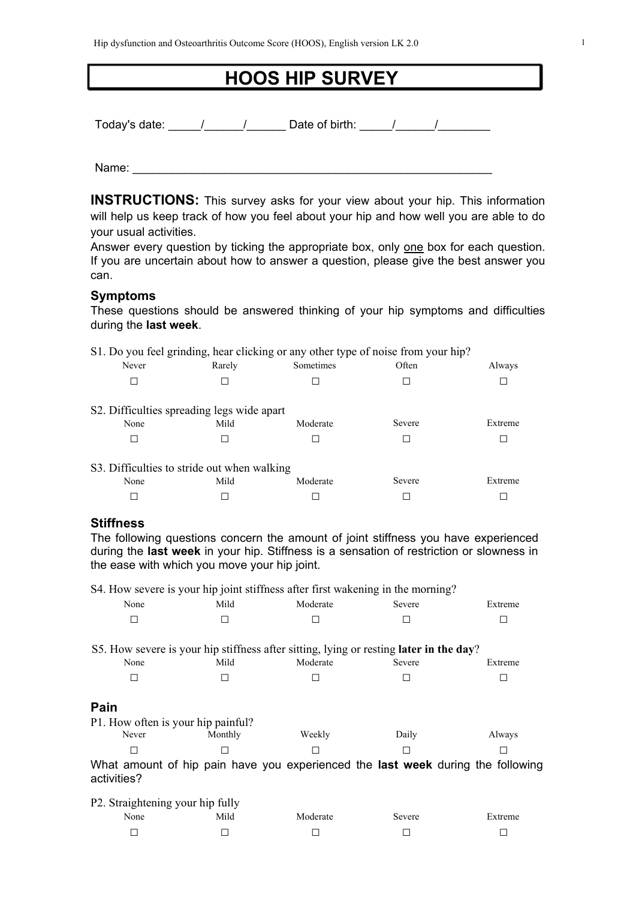# HOOS HIP SURVEY

Today's date: _____/______/______ Date of birth: _____/______/________

Name: ________________________________________________________

**INSTRUCTIONS:** This survey asks for your view about your hip. This information will help us keep track of how you feel about your hip and how well you are able to do your usual activities.
Answer every question by ticking the appropriate box, only <u>one</u> box for each question. If you are uncertain about how to answer a question, please give the best answer you can.

## Symptoms

These questions should be answered thinking of your hip symptoms and difficulties during the **last week**.

S1. Do you feel grinding, hear clicking or any other type of noise from your hip?

| Never | Rarely | Sometimes | Often | Always |
|---|---|---|---|---|
| ☐ | ☐ | ☐ | ☐ | ☐ |

S2. Difficulties spreading legs wide apart

| None | Mild | Moderate | Severe | Extreme |
|---|---|---|---|---|
| ☐ | ☐ | ☐ | ☐ | ☐ |

S3. Difficulties to stride out when walking

| None | Mild | Moderate | Severe | Extreme |
|---|---|---|---|---|
| ☐ | ☐ | ☐ | ☐ | ☐ |

## Stiffness

The following questions concern the amount of joint stiffness you have experienced during the **last week** in your hip. Stiffness is a sensation of restriction or slowness in the ease with which you move your hip joint.

S4. How severe is your hip joint stiffness after first wakening in the morning?

| None | Mild | Moderate | Severe | Extreme |
|---|---|---|---|---|
| ☐ | ☐ | ☐ | ☐ | ☐ |

S5. How severe is your hip stiffness after sitting, lying or resting **later in the day**?

| None | Mild | Moderate | Severe | Extreme |
|---|---|---|---|---|
| ☐ | ☐ | ☐ | ☐ | ☐ |

## Pain

P1. How often is your hip painful?

| Never | Monthly | Weekly | Daily | Always |
|---|---|---|---|---|
| ☐ | ☐ | ☐ | ☐ | ☐ |

What amount of hip pain have you experienced the **last week** during the following activities?

P2. Straightening your hip fully

| None | Mild | Moderate | Severe | Extreme |
|---|---|---|---|---|
| ☐ | ☐ | ☐ | ☐ | ☐ |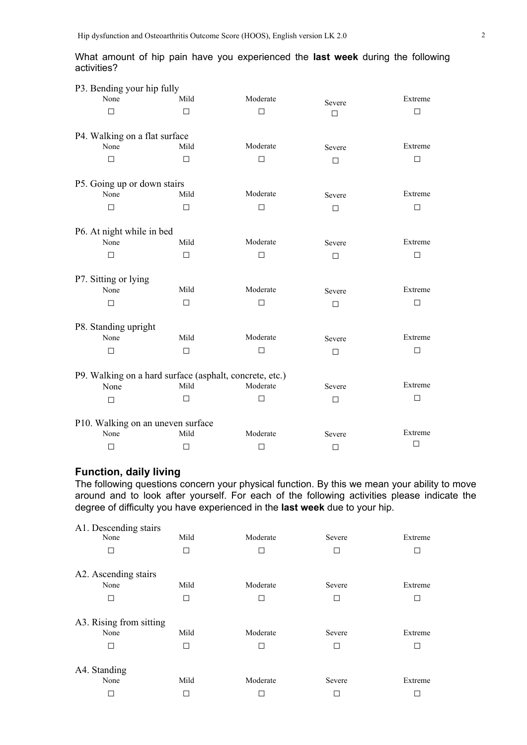What amount of hip pain have you experienced the **last week** during the following activities?

P3. Bending your hip fully

| None | Mild | Moderate | Severe | Extreme |
|---|---|---|---|---|
| ☐ | ☐ | ☐ | ☐ | ☐ |

P4. Walking on a flat surface

| None | Mild | Moderate | Severe | Extreme |
|---|---|---|---|---|
| ☐ | ☐ | ☐ | ☐ | ☐ |

P5. Going up or down stairs

| None | Mild | Moderate | Severe | Extreme |
|---|---|---|---|---|
| ☐ | ☐ | ☐ | ☐ | ☐ |

P6. At night while in bed

| None | Mild | Moderate | Severe | Extreme |
|---|---|---|---|---|
| ☐ | ☐ | ☐ | ☐ | ☐ |

P7. Sitting or lying

| None | Mild | Moderate | Severe | Extreme |
|---|---|---|---|---|
| ☐ | ☐ | ☐ | ☐ | ☐ |

P8. Standing upright

| None | Mild | Moderate | Severe | Extreme |
|---|---|---|---|---|
| ☐ | ☐ | ☐ | ☐ | ☐ |

P9. Walking on a hard surface (asphalt, concrete, etc.)

| None | Mild | Moderate | Severe | Extreme |
|---|---|---|---|---|
| ☐ | ☐ | ☐ | ☐ | ☐ |

P10. Walking on an uneven surface

| None | Mild | Moderate | Severe | Extreme |
|---|---|---|---|---|
| ☐ | ☐ | ☐ | ☐ | ☐ |

## Function, daily living

The following questions concern your physical function. By this we mean your ability to move around and to look after yourself. For each of the following activities please indicate the degree of difficulty you have experienced in the **last week** due to your hip.

A1. Descending stairs

| None | Mild | Moderate | Severe | Extreme |
|---|---|---|---|---|
| ☐ | ☐ | ☐ | ☐ | ☐ |

A2. Ascending stairs

| None | Mild | Moderate | Severe | Extreme |
|---|---|---|---|---|
| ☐ | ☐ | ☐ | ☐ | ☐ |

A3. Rising from sitting

| None | Mild | Moderate | Severe | Extreme |
|---|---|---|---|---|
| ☐ | ☐ | ☐ | ☐ | ☐ |

A4. Standing

| None | Mild | Moderate | Severe | Extreme |
|---|---|---|---|---|
| ☐ | ☐ | ☐ | ☐ | ☐ |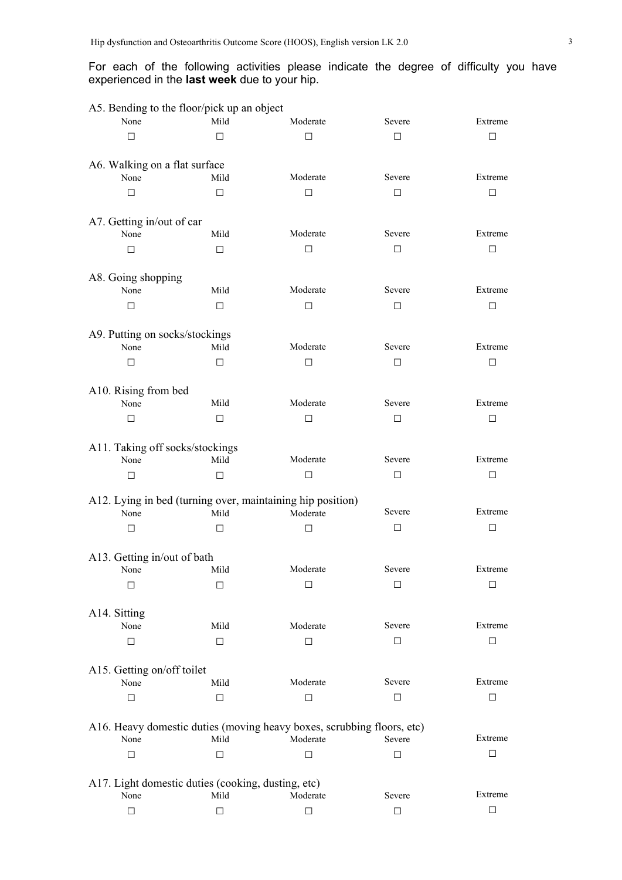For each of the following activities please indicate the degree of difficulty you have experienced in the **last week** due to your hip.

A5. Bending to the floor/pick up an object

| None | Mild | Moderate | Severe | Extreme |
|---|---|---|---|---|
| ☐ | ☐ | ☐ | ☐ | ☐ |

A6. Walking on a flat surface

| None | Mild | Moderate | Severe | Extreme |
|---|---|---|---|---|
| ☐ | ☐ | ☐ | ☐ | ☐ |

A7. Getting in/out of car

| None | Mild | Moderate | Severe | Extreme |
|---|---|---|---|---|
| ☐ | ☐ | ☐ | ☐ | ☐ |

A8. Going shopping

| None | Mild | Moderate | Severe | Extreme |
|---|---|---|---|---|
| ☐ | ☐ | ☐ | ☐ | ☐ |

A9. Putting on socks/stockings

| None | Mild | Moderate | Severe | Extreme |
|---|---|---|---|---|
| ☐ | ☐ | ☐ | ☐ | ☐ |

A10. Rising from bed

| None | Mild | Moderate | Severe | Extreme |
|---|---|---|---|---|
| ☐ | ☐ | ☐ | ☐ | ☐ |

A11. Taking off socks/stockings

| None | Mild | Moderate | Severe | Extreme |
|---|---|---|---|---|
| ☐ | ☐ | ☐ | ☐ | ☐ |

A12. Lying in bed (turning over, maintaining hip position)

| None | Mild | Moderate | Severe | Extreme |
|---|---|---|---|---|
| ☐ | ☐ | ☐ | ☐ | ☐ |

A13. Getting in/out of bath

| None | Mild | Moderate | Severe | Extreme |
|---|---|---|---|---|
| ☐ | ☐ | ☐ | ☐ | ☐ |

A14. Sitting

| None | Mild | Moderate | Severe | Extreme |
|---|---|---|---|---|
| ☐ | ☐ | ☐ | ☐ | ☐ |

A15. Getting on/off toilet

| None | Mild | Moderate | Severe | Extreme |
|---|---|---|---|---|
| ☐ | ☐ | ☐ | ☐ | ☐ |

A16. Heavy domestic duties (moving heavy boxes, scrubbing floors, etc)

| None | Mild | Moderate | Severe | Extreme |
|---|---|---|---|---|
| ☐ | ☐ | ☐ | ☐ | ☐ |

A17. Light domestic duties (cooking, dusting, etc)

| None | Mild | Moderate | Severe | Extreme |
|---|---|---|---|---|
| ☐ | ☐ | ☐ | ☐ | ☐ |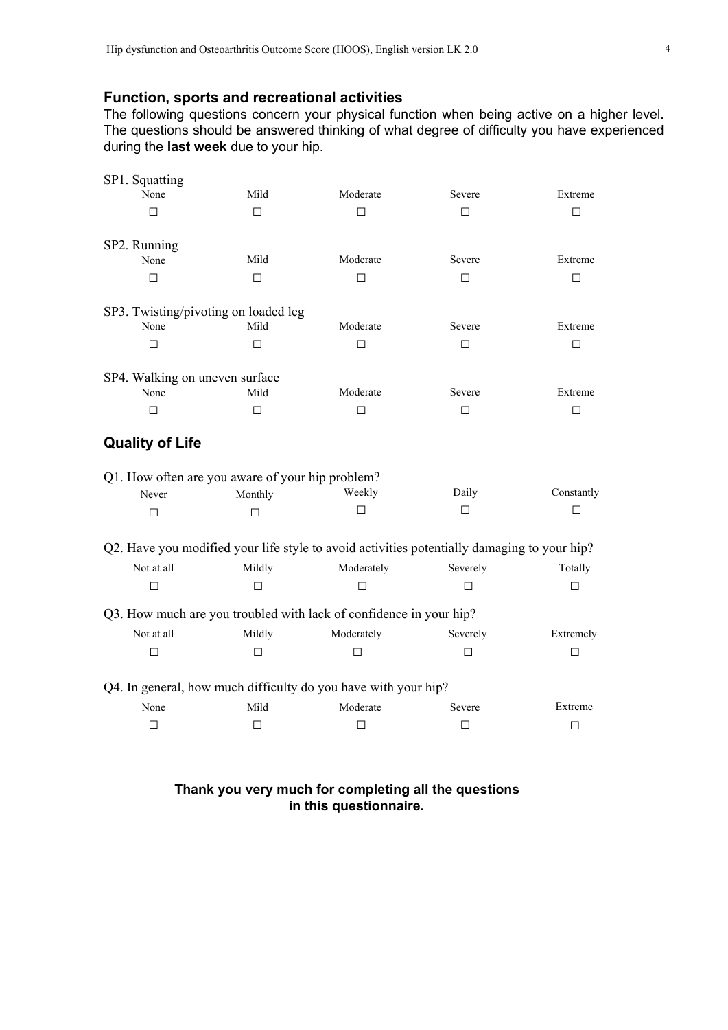## Function, sports and recreational activities

The following questions concern your physical function when being active on a higher level. The questions should be answered thinking of what degree of difficulty you have experienced during the **last week** due to your hip.

SP1. Squatting

| None | Mild | Moderate | Severe | Extreme |
|---|---|---|---|---|
| ☐ | ☐ | ☐ | ☐ | ☐ |

SP2. Running

| None | Mild | Moderate | Severe | Extreme |
|---|---|---|---|---|
| ☐ | ☐ | ☐ | ☐ | ☐ |

SP3. Twisting/pivoting on loaded leg

| None | Mild | Moderate | Severe | Extreme |
|---|---|---|---|---|
| ☐ | ☐ | ☐ | ☐ | ☐ |

SP4. Walking on uneven surface

| None | Mild | Moderate | Severe | Extreme |
|---|---|---|---|---|
| ☐ | ☐ | ☐ | ☐ | ☐ |

## Quality of Life

Q1. How often are you aware of your hip problem?

| Never | Monthly | Weekly | Daily | Constantly |
|---|---|---|---|---|
| ☐ | ☐ | ☐ | ☐ | ☐ |

Q2. Have you modified your life style to avoid activities potentially damaging to your hip?

| Not at all | Mildly | Moderately | Severely | Totally |
|---|---|---|---|---|
| ☐ | ☐ | ☐ | ☐ | ☐ |

Q3. How much are you troubled with lack of confidence in your hip?

| Not at all | Mildly | Moderately | Severely | Extremely |
|---|---|---|---|---|
| ☐ | ☐ | ☐ | ☐ | ☐ |

Q4. In general, how much difficulty do you have with your hip?

| None | Mild | Moderate | Severe | Extreme |
|---|---|---|---|---|
| ☐ | ☐ | ☐ | ☐ | ☐ |

**Thank you very much for completing all the questions in this questionnaire.**